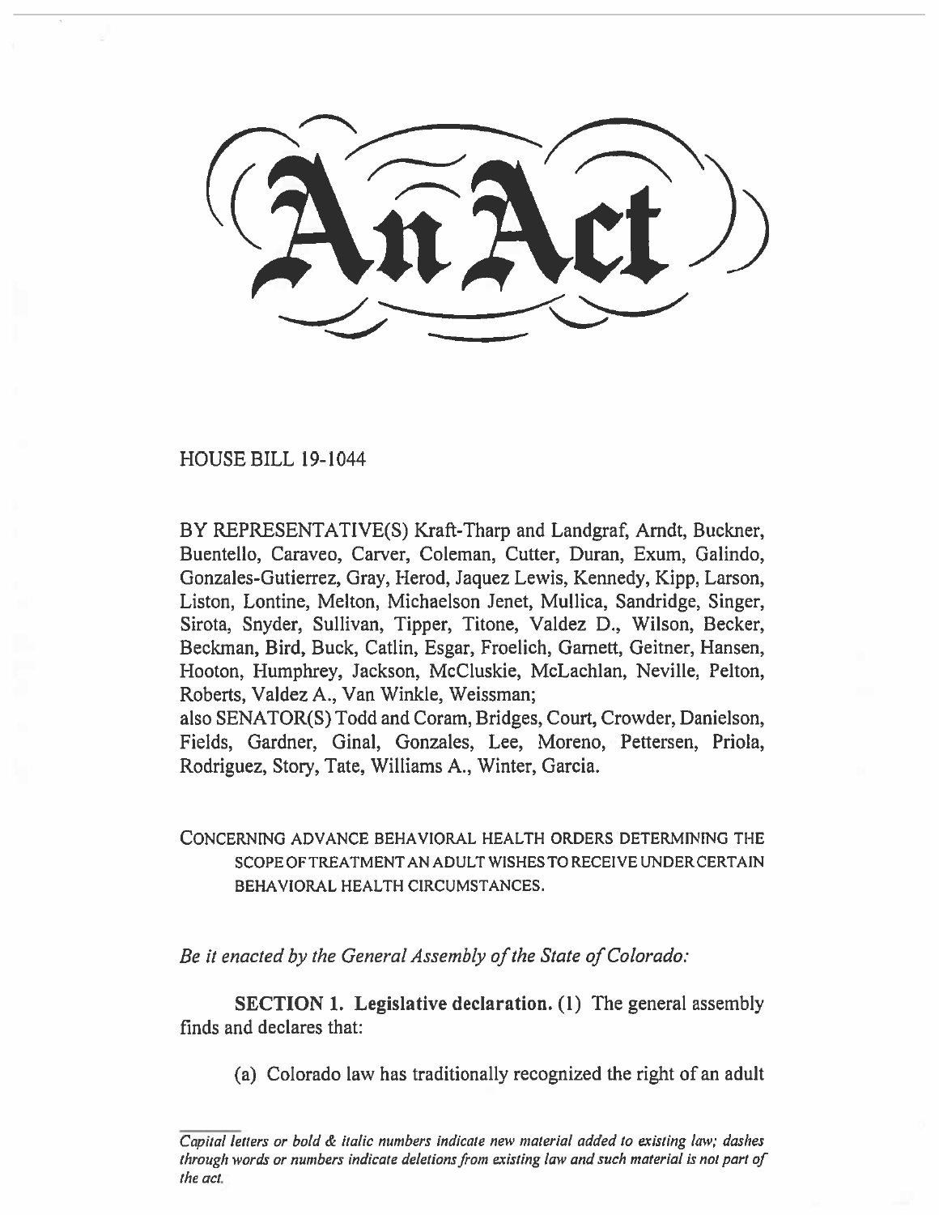# An Act

HOUSE BILL 19-1044

BY REPRESENTATIVE(S) Kraft-Tharp and Landgraf, Arndt, Buckner, Buentello, Caraveo, Carver, Coleman, Cutter, Duran, Exum, Galindo, Gonzales-Gutierrez, Gray, Herod, Jaquez Lewis, Kennedy, Kipp, Larson, Liston, Lontine, Melton, Michaelson Jenet, Mullica, Sandridge, Singer, Sirota, Snyder, Sullivan, Tipper, Titone, Valdez D., Wilson, Becker, Beckman, Bird, Buck, Catlin, Esgar, Froelich, Garnett, Geitner, Hansen, Hooton, Humphrey, Jackson, McCluskie, McLachlan, Neville, Pelton, Roberts, Valdez A., Van Winkle, Weissman;
also SENATOR(S) Todd and Coram, Bridges, Court, Crowder, Danielson, Fields, Gardner, Ginal, Gonzales, Lee, Moreno, Pettersen, Priola, Rodriguez, Story, Tate, Williams A., Winter, Garcia.

CONCERNING ADVANCE BEHAVIORAL HEALTH ORDERS DETERMINING THE SCOPE OF TREATMENT AN ADULT WISHES TO RECEIVE UNDER CERTAIN BEHAVIORAL HEALTH CIRCUMSTANCES.

*Be it enacted by the General Assembly of the State of Colorado:*

**SECTION 1. Legislative declaration.** (1) The general assembly finds and declares that:

(a) Colorado law has traditionally recognized the right of an adult

*Capital letters or bold & italic numbers indicate new material added to existing law; dashes through words or numbers indicate deletions from existing law and such material is not part of the act.*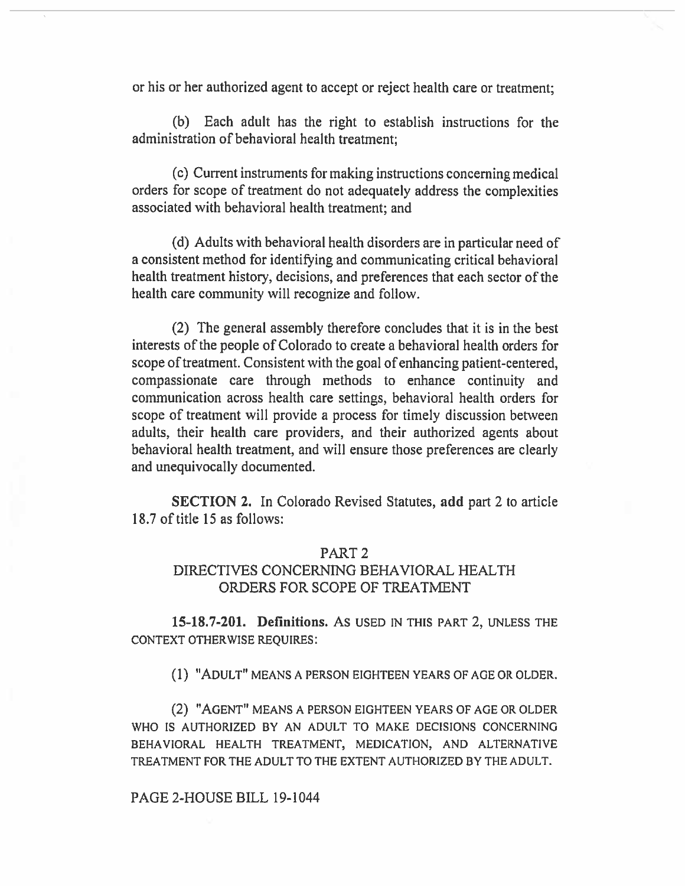or his or her authorized agent to accept or reject health care or treatment;

(b) Each adult has the right to establish instructions for the administration of behavioral health treatment;

(c) Current instruments for making instructions concerning medical orders for scope of treatment do not adequately address the complexities associated with behavioral health treatment; and

(d) Adults with behavioral health disorders are in particular need of a consistent method for identifying and communicating critical behavioral health treatment history, decisions, and preferences that each sector of the health care community will recognize and follow.

(2) The general assembly therefore concludes that it is in the best interests of the people of Colorado to create a behavioral health orders for scope of treatment. Consistent with the goal of enhancing patient-centered, compassionate care through methods to enhance continuity and communication across health care settings, behavioral health orders for scope of treatment will provide a process for timely discussion between adults, their health care providers, and their authorized agents about behavioral health treatment, and will ensure those preferences are clearly and unequivocally documented.

**SECTION 2.** In Colorado Revised Statutes, **add** part 2 to article 18.7 of title 15 as follows:

PART 2
DIRECTIVES CONCERNING BEHAVIORAL HEALTH ORDERS FOR SCOPE OF TREATMENT

**15-18.7-201. Definitions.** AS USED IN THIS PART 2, UNLESS THE CONTEXT OTHERWISE REQUIRES:

(1) "ADULT" MEANS A PERSON EIGHTEEN YEARS OF AGE OR OLDER.

(2) "AGENT" MEANS A PERSON EIGHTEEN YEARS OF AGE OR OLDER WHO IS AUTHORIZED BY AN ADULT TO MAKE DECISIONS CONCERNING BEHAVIORAL HEALTH TREATMENT, MEDICATION, AND ALTERNATIVE TREATMENT FOR THE ADULT TO THE EXTENT AUTHORIZED BY THE ADULT.

PAGE 2-HOUSE BILL 19-1044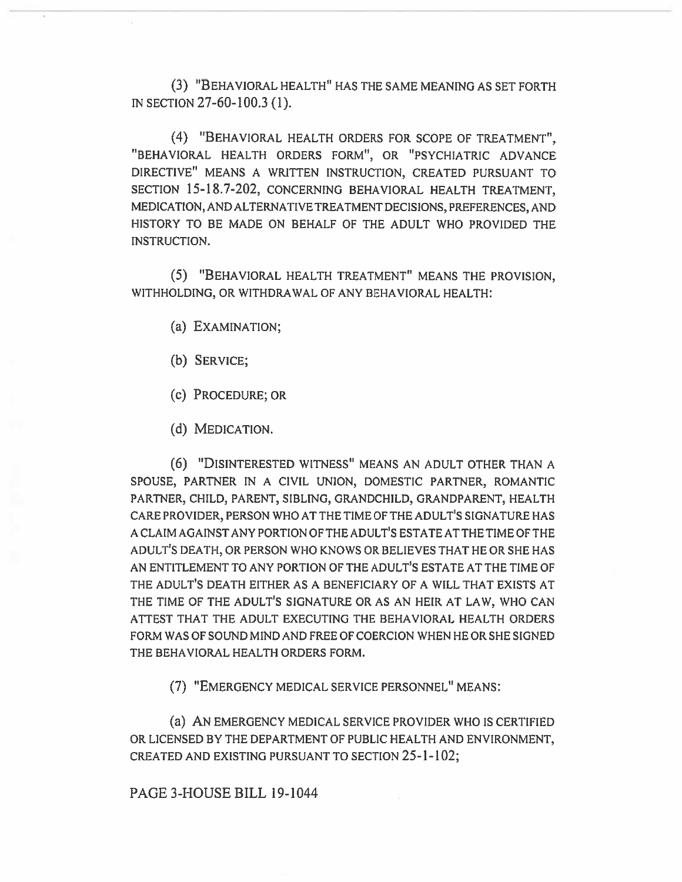(3) "BEHAVIORAL HEALTH" HAS THE SAME MEANING AS SET FORTH IN SECTION 27-60-100.3 (1).

(4) "BEHAVIORAL HEALTH ORDERS FOR SCOPE OF TREATMENT", "BEHAVIORAL HEALTH ORDERS FORM", OR "PSYCHIATRIC ADVANCE DIRECTIVE" MEANS A WRITTEN INSTRUCTION, CREATED PURSUANT TO SECTION 15-18.7-202, CONCERNING BEHAVIORAL HEALTH TREATMENT, MEDICATION, AND ALTERNATIVE TREATMENT DECISIONS, PREFERENCES, AND HISTORY TO BE MADE ON BEHALF OF THE ADULT WHO PROVIDED THE INSTRUCTION.

(5) "BEHAVIORAL HEALTH TREATMENT" MEANS THE PROVISION, WITHHOLDING, OR WITHDRAWAL OF ANY BEHAVIORAL HEALTH:

(a) EXAMINATION;

(b) SERVICE;

(c) PROCEDURE; OR

(d) MEDICATION.

(6) "DISINTERESTED WITNESS" MEANS AN ADULT OTHER THAN A SPOUSE, PARTNER IN A CIVIL UNION, DOMESTIC PARTNER, ROMANTIC PARTNER, CHILD, PARENT, SIBLING, GRANDCHILD, GRANDPARENT, HEALTH CARE PROVIDER, PERSON WHO AT THE TIME OF THE ADULT'S SIGNATURE HAS A CLAIM AGAINST ANY PORTION OF THE ADULT'S ESTATE AT THE TIME OF THE ADULT'S DEATH, OR PERSON WHO KNOWS OR BELIEVES THAT HE OR SHE HAS AN ENTITLEMENT TO ANY PORTION OF THE ADULT'S ESTATE AT THE TIME OF THE ADULT'S DEATH EITHER AS A BENEFICIARY OF A WILL THAT EXISTS AT THE TIME OF THE ADULT'S SIGNATURE OR AS AN HEIR AT LAW, WHO CAN ATTEST THAT THE ADULT EXECUTING THE BEHAVIORAL HEALTH ORDERS FORM WAS OF SOUND MIND AND FREE OF COERCION WHEN HE OR SHE SIGNED THE BEHAVIORAL HEALTH ORDERS FORM.

(7) "EMERGENCY MEDICAL SERVICE PERSONNEL" MEANS:

(a) AN EMERGENCY MEDICAL SERVICE PROVIDER WHO IS CERTIFIED OR LICENSED BY THE DEPARTMENT OF PUBLIC HEALTH AND ENVIRONMENT, CREATED AND EXISTING PURSUANT TO SECTION 25-1-102;

PAGE 3-HOUSE BILL 19-1044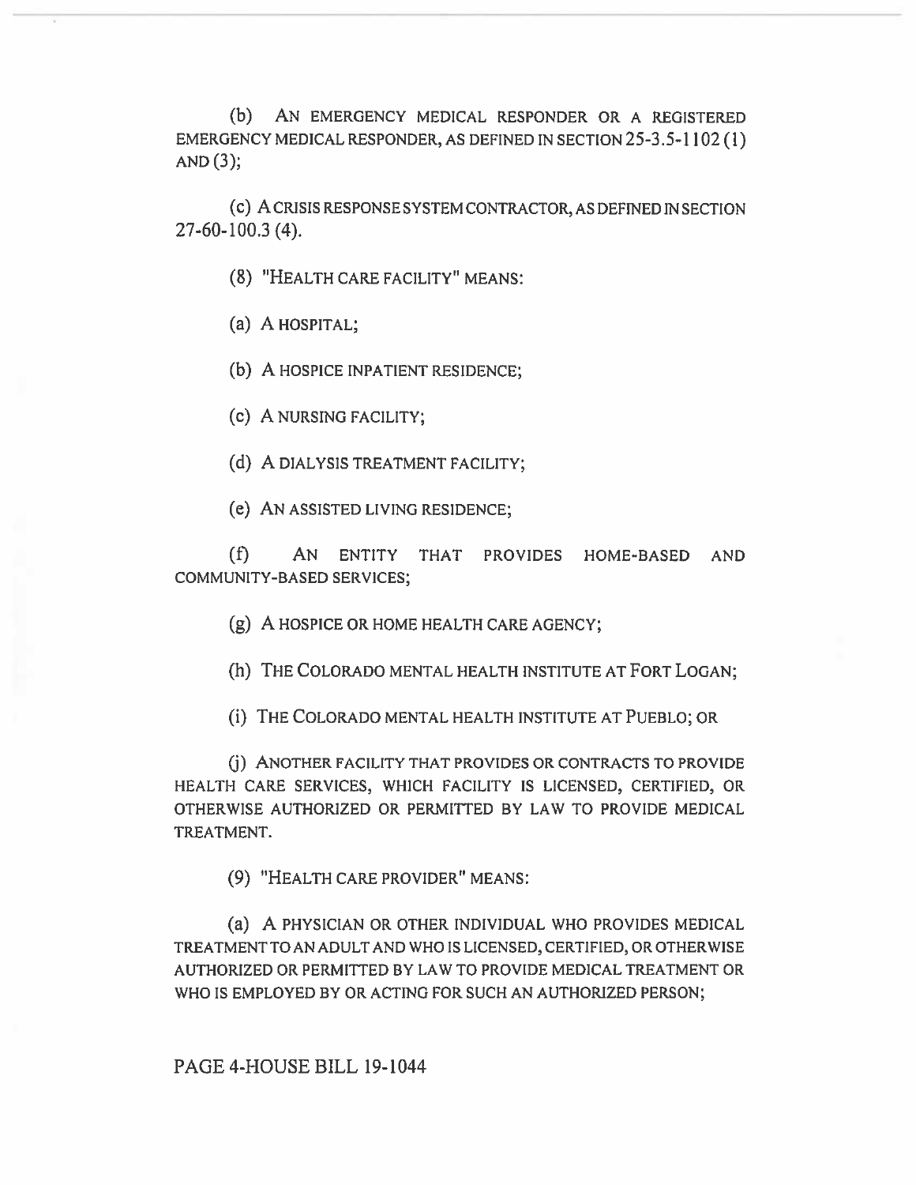(b) AN EMERGENCY MEDICAL RESPONDER OR A REGISTERED EMERGENCY MEDICAL RESPONDER, AS DEFINED IN SECTION 25-3.5-1102 (1) AND (3);

(c) A CRISIS RESPONSE SYSTEM CONTRACTOR, AS DEFINED IN SECTION 27-60-100.3 (4).

(8) "HEALTH CARE FACILITY" MEANS:

(a) A HOSPITAL;

(b) A HOSPICE INPATIENT RESIDENCE;

(c) A NURSING FACILITY;

(d) A DIALYSIS TREATMENT FACILITY;

(e) AN ASSISTED LIVING RESIDENCE;

(f) AN ENTITY THAT PROVIDES HOME-BASED AND COMMUNITY-BASED SERVICES;

(g) A HOSPICE OR HOME HEALTH CARE AGENCY;

(h) THE COLORADO MENTAL HEALTH INSTITUTE AT FORT LOGAN;

(i) THE COLORADO MENTAL HEALTH INSTITUTE AT PUEBLO; OR

(j) ANOTHER FACILITY THAT PROVIDES OR CONTRACTS TO PROVIDE HEALTH CARE SERVICES, WHICH FACILITY IS LICENSED, CERTIFIED, OR OTHERWISE AUTHORIZED OR PERMITTED BY LAW TO PROVIDE MEDICAL TREATMENT.

(9) "HEALTH CARE PROVIDER" MEANS:

(a) A PHYSICIAN OR OTHER INDIVIDUAL WHO PROVIDES MEDICAL TREATMENT TO AN ADULT AND WHO IS LICENSED, CERTIFIED, OR OTHERWISE AUTHORIZED OR PERMITTED BY LAW TO PROVIDE MEDICAL TREATMENT OR WHO IS EMPLOYED BY OR ACTING FOR SUCH AN AUTHORIZED PERSON;

PAGE 4-HOUSE BILL 19-1044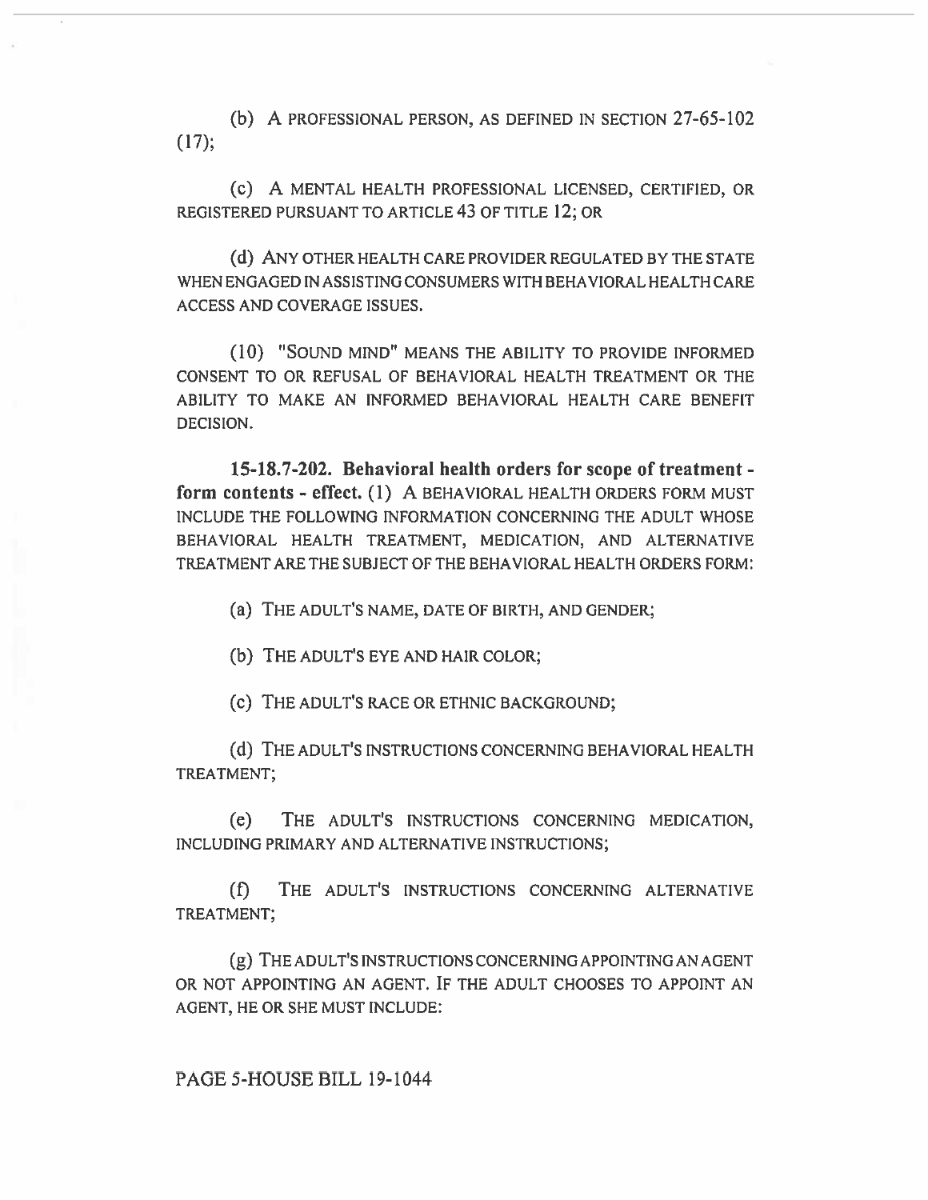(b) A PROFESSIONAL PERSON, AS DEFINED IN SECTION 27-65-102 (17);

(c) A MENTAL HEALTH PROFESSIONAL LICENSED, CERTIFIED, OR REGISTERED PURSUANT TO ARTICLE 43 OF TITLE 12; OR

(d) ANY OTHER HEALTH CARE PROVIDER REGULATED BY THE STATE WHEN ENGAGED IN ASSISTING CONSUMERS WITH BEHAVIORAL HEALTH CARE ACCESS AND COVERAGE ISSUES.

(10) "SOUND MIND" MEANS THE ABILITY TO PROVIDE INFORMED CONSENT TO OR REFUSAL OF BEHAVIORAL HEALTH TREATMENT OR THE ABILITY TO MAKE AN INFORMED BEHAVIORAL HEALTH CARE BENEFIT DECISION.

**15-18.7-202. Behavioral health orders for scope of treatment - form contents - effect.** (1) A BEHAVIORAL HEALTH ORDERS FORM MUST INCLUDE THE FOLLOWING INFORMATION CONCERNING THE ADULT WHOSE BEHAVIORAL HEALTH TREATMENT, MEDICATION, AND ALTERNATIVE TREATMENT ARE THE SUBJECT OF THE BEHAVIORAL HEALTH ORDERS FORM:

(a) THE ADULT'S NAME, DATE OF BIRTH, AND GENDER;

(b) THE ADULT'S EYE AND HAIR COLOR;

(c) THE ADULT'S RACE OR ETHNIC BACKGROUND;

(d) THE ADULT'S INSTRUCTIONS CONCERNING BEHAVIORAL HEALTH TREATMENT;

(e) THE ADULT'S INSTRUCTIONS CONCERNING MEDICATION, INCLUDING PRIMARY AND ALTERNATIVE INSTRUCTIONS;

(f) THE ADULT'S INSTRUCTIONS CONCERNING ALTERNATIVE TREATMENT;

(g) THE ADULT'S INSTRUCTIONS CONCERNING APPOINTING AN AGENT OR NOT APPOINTING AN AGENT. IF THE ADULT CHOOSES TO APPOINT AN AGENT, HE OR SHE MUST INCLUDE:

PAGE 5-HOUSE BILL 19-1044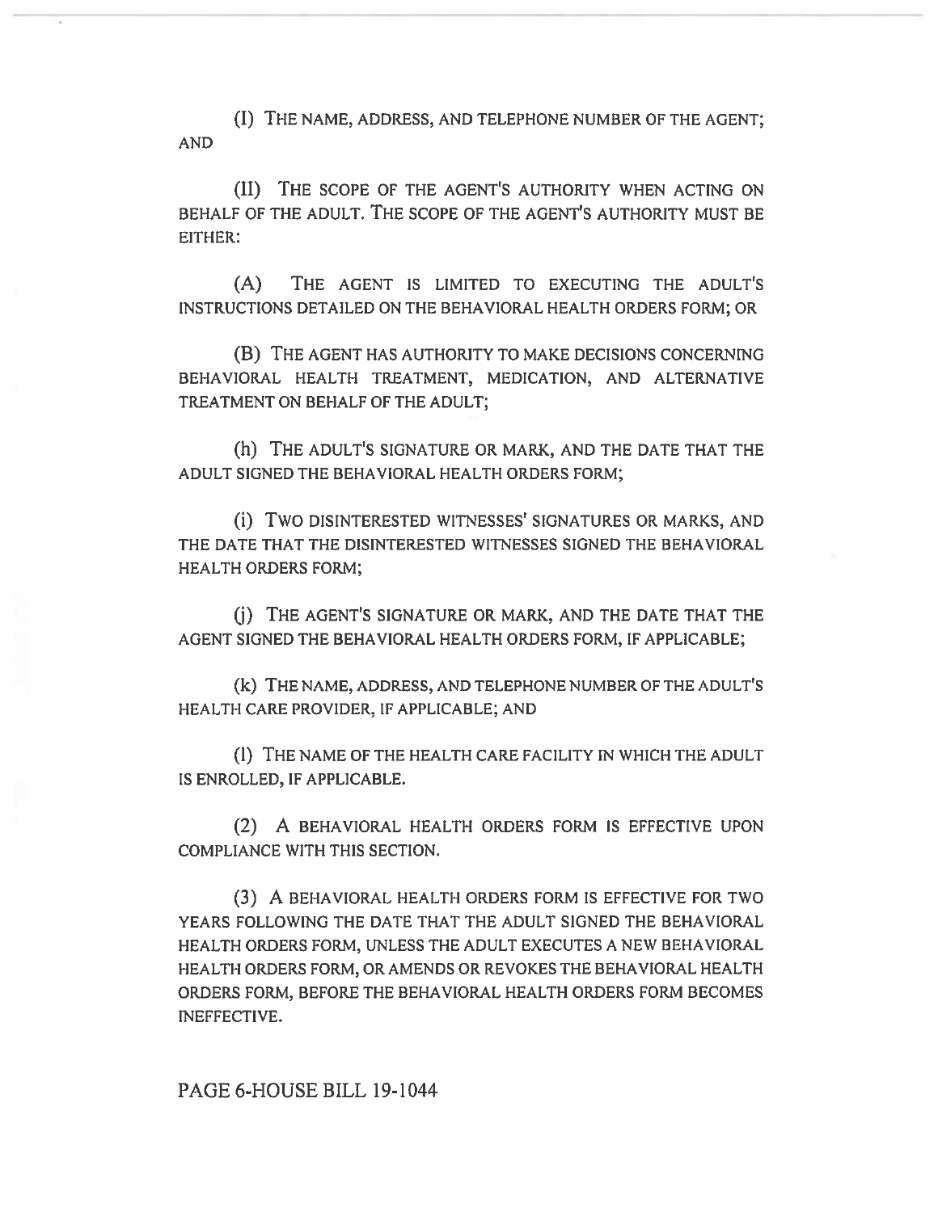(I) THE NAME, ADDRESS, AND TELEPHONE NUMBER OF THE AGENT; AND

(II) THE SCOPE OF THE AGENT'S AUTHORITY WHEN ACTING ON BEHALF OF THE ADULT. THE SCOPE OF THE AGENT'S AUTHORITY MUST BE EITHER:

(A) THE AGENT IS LIMITED TO EXECUTING THE ADULT'S INSTRUCTIONS DETAILED ON THE BEHAVIORAL HEALTH ORDERS FORM; OR

(B) THE AGENT HAS AUTHORITY TO MAKE DECISIONS CONCERNING BEHAVIORAL HEALTH TREATMENT, MEDICATION, AND ALTERNATIVE TREATMENT ON BEHALF OF THE ADULT;

(h) THE ADULT'S SIGNATURE OR MARK, AND THE DATE THAT THE ADULT SIGNED THE BEHAVIORAL HEALTH ORDERS FORM;

(i) TWO DISINTERESTED WITNESSES' SIGNATURES OR MARKS, AND THE DATE THAT THE DISINTERESTED WITNESSES SIGNED THE BEHAVIORAL HEALTH ORDERS FORM;

(j) THE AGENT'S SIGNATURE OR MARK, AND THE DATE THAT THE AGENT SIGNED THE BEHAVIORAL HEALTH ORDERS FORM, IF APPLICABLE;

(k) THE NAME, ADDRESS, AND TELEPHONE NUMBER OF THE ADULT'S HEALTH CARE PROVIDER, IF APPLICABLE; AND

(l) THE NAME OF THE HEALTH CARE FACILITY IN WHICH THE ADULT IS ENROLLED, IF APPLICABLE.

(2) A BEHAVIORAL HEALTH ORDERS FORM IS EFFECTIVE UPON COMPLIANCE WITH THIS SECTION.

(3) A BEHAVIORAL HEALTH ORDERS FORM IS EFFECTIVE FOR TWO YEARS FOLLOWING THE DATE THAT THE ADULT SIGNED THE BEHAVIORAL HEALTH ORDERS FORM, UNLESS THE ADULT EXECUTES A NEW BEHAVIORAL HEALTH ORDERS FORM, OR AMENDS OR REVOKES THE BEHAVIORAL HEALTH ORDERS FORM, BEFORE THE BEHAVIORAL HEALTH ORDERS FORM BECOMES INEFFECTIVE.

PAGE 6-HOUSE BILL 19-1044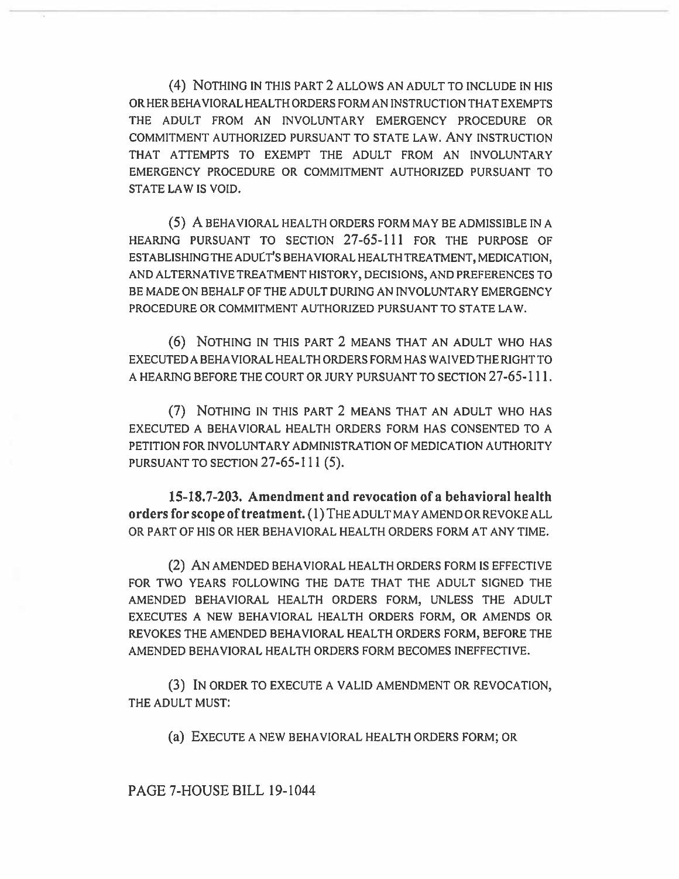(4) NOTHING IN THIS PART 2 ALLOWS AN ADULT TO INCLUDE IN HIS OR HER BEHAVIORAL HEALTH ORDERS FORM AN INSTRUCTION THAT EXEMPTS THE ADULT FROM AN INVOLUNTARY EMERGENCY PROCEDURE OR COMMITMENT AUTHORIZED PURSUANT TO STATE LAW. ANY INSTRUCTION THAT ATTEMPTS TO EXEMPT THE ADULT FROM AN INVOLUNTARY EMERGENCY PROCEDURE OR COMMITMENT AUTHORIZED PURSUANT TO STATE LAW IS VOID.

(5) A BEHAVIORAL HEALTH ORDERS FORM MAY BE ADMISSIBLE IN A HEARING PURSUANT TO SECTION 27-65-111 FOR THE PURPOSE OF ESTABLISHING THE ADULT'S BEHAVIORAL HEALTH TREATMENT, MEDICATION, AND ALTERNATIVE TREATMENT HISTORY, DECISIONS, AND PREFERENCES TO BE MADE ON BEHALF OF THE ADULT DURING AN INVOLUNTARY EMERGENCY PROCEDURE OR COMMITMENT AUTHORIZED PURSUANT TO STATE LAW.

(6) NOTHING IN THIS PART 2 MEANS THAT AN ADULT WHO HAS EXECUTED A BEHAVIORAL HEALTH ORDERS FORM HAS WAIVED THE RIGHT TO A HEARING BEFORE THE COURT OR JURY PURSUANT TO SECTION 27-65-111.

(7) NOTHING IN THIS PART 2 MEANS THAT AN ADULT WHO HAS EXECUTED A BEHAVIORAL HEALTH ORDERS FORM HAS CONSENTED TO A PETITION FOR INVOLUNTARY ADMINISTRATION OF MEDICATION AUTHORITY PURSUANT TO SECTION 27-65-111 (5).

**15-18.7-203. Amendment and revocation of a behavioral health orders for scope of treatment.** (1) THE ADULT MAY AMEND OR REVOKE ALL OR PART OF HIS OR HER BEHAVIORAL HEALTH ORDERS FORM AT ANY TIME.

(2) AN AMENDED BEHAVIORAL HEALTH ORDERS FORM IS EFFECTIVE FOR TWO YEARS FOLLOWING THE DATE THAT THE ADULT SIGNED THE AMENDED BEHAVIORAL HEALTH ORDERS FORM, UNLESS THE ADULT EXECUTES A NEW BEHAVIORAL HEALTH ORDERS FORM, OR AMENDS OR REVOKES THE AMENDED BEHAVIORAL HEALTH ORDERS FORM, BEFORE THE AMENDED BEHAVIORAL HEALTH ORDERS FORM BECOMES INEFFECTIVE.

(3) IN ORDER TO EXECUTE A VALID AMENDMENT OR REVOCATION, THE ADULT MUST:

(a) EXECUTE A NEW BEHAVIORAL HEALTH ORDERS FORM; OR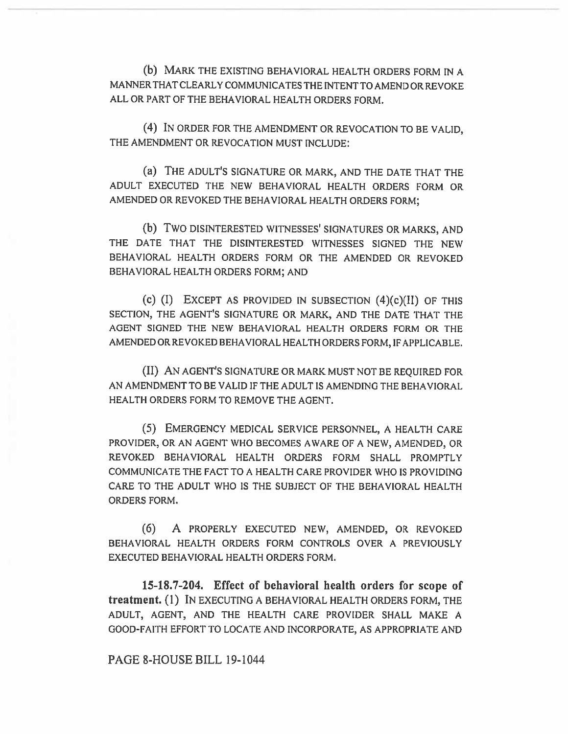(b) MARK THE EXISTING BEHAVIORAL HEALTH ORDERS FORM IN A MANNER THAT CLEARLY COMMUNICATES THE INTENT TO AMEND OR REVOKE ALL OR PART OF THE BEHAVIORAL HEALTH ORDERS FORM.

(4) IN ORDER FOR THE AMENDMENT OR REVOCATION TO BE VALID, THE AMENDMENT OR REVOCATION MUST INCLUDE:

(a) THE ADULT'S SIGNATURE OR MARK, AND THE DATE THAT THE ADULT EXECUTED THE NEW BEHAVIORAL HEALTH ORDERS FORM OR AMENDED OR REVOKED THE BEHAVIORAL HEALTH ORDERS FORM;

(b) TWO DISINTERESTED WITNESSES' SIGNATURES OR MARKS, AND THE DATE THAT THE DISINTERESTED WITNESSES SIGNED THE NEW BEHAVIORAL HEALTH ORDERS FORM OR THE AMENDED OR REVOKED BEHAVIORAL HEALTH ORDERS FORM; AND

(c) (I) EXCEPT AS PROVIDED IN SUBSECTION (4)(c)(II) OF THIS SECTION, THE AGENT'S SIGNATURE OR MARK, AND THE DATE THAT THE AGENT SIGNED THE NEW BEHAVIORAL HEALTH ORDERS FORM OR THE AMENDED OR REVOKED BEHAVIORAL HEALTH ORDERS FORM, IF APPLICABLE.

(II) AN AGENT'S SIGNATURE OR MARK MUST NOT BE REQUIRED FOR AN AMENDMENT TO BE VALID IF THE ADULT IS AMENDING THE BEHAVIORAL HEALTH ORDERS FORM TO REMOVE THE AGENT.

(5) EMERGENCY MEDICAL SERVICE PERSONNEL, A HEALTH CARE PROVIDER, OR AN AGENT WHO BECOMES AWARE OF A NEW, AMENDED, OR REVOKED BEHAVIORAL HEALTH ORDERS FORM SHALL PROMPTLY COMMUNICATE THE FACT TO A HEALTH CARE PROVIDER WHO IS PROVIDING CARE TO THE ADULT WHO IS THE SUBJECT OF THE BEHAVIORAL HEALTH ORDERS FORM.

(6) A PROPERLY EXECUTED NEW, AMENDED, OR REVOKED BEHAVIORAL HEALTH ORDERS FORM CONTROLS OVER A PREVIOUSLY EXECUTED BEHAVIORAL HEALTH ORDERS FORM.

**15-18.7-204. Effect of behavioral health orders for scope of treatment.** (1) IN EXECUTING A BEHAVIORAL HEALTH ORDERS FORM, THE ADULT, AGENT, AND THE HEALTH CARE PROVIDER SHALL MAKE A GOOD-FAITH EFFORT TO LOCATE AND INCORPORATE, AS APPROPRIATE AND

PAGE 8-HOUSE BILL 19-1044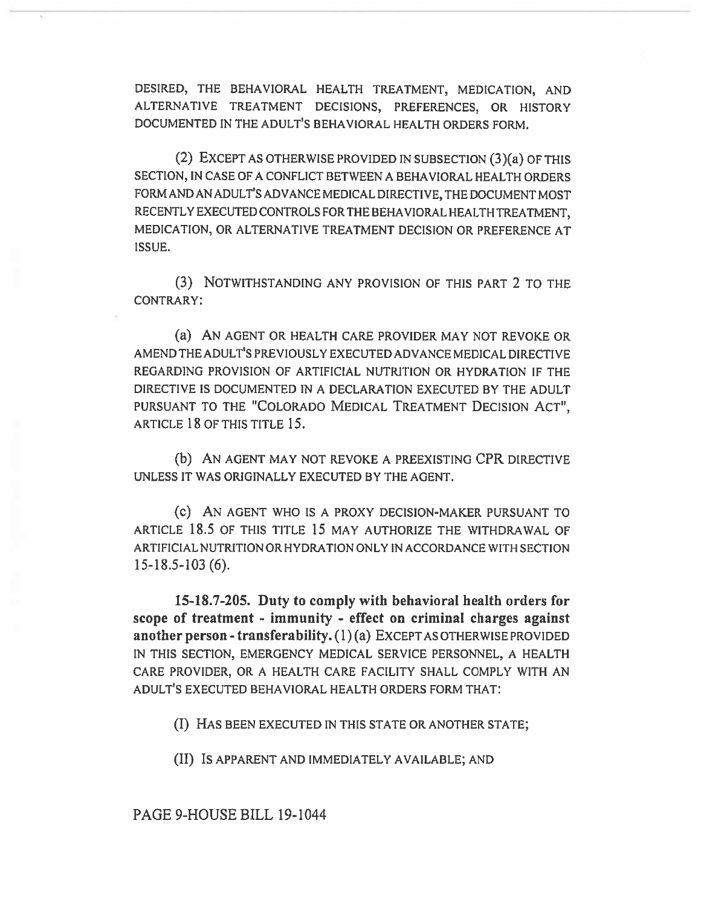DESIRED, THE BEHAVIORAL HEALTH TREATMENT, MEDICATION, AND ALTERNATIVE TREATMENT DECISIONS, PREFERENCES, OR HISTORY DOCUMENTED IN THE ADULT'S BEHAVIORAL HEALTH ORDERS FORM.

(2) EXCEPT AS OTHERWISE PROVIDED IN SUBSECTION (3)(a) OF THIS SECTION, IN CASE OF A CONFLICT BETWEEN A BEHAVIORAL HEALTH ORDERS FORM AND AN ADULT'S ADVANCE MEDICAL DIRECTIVE, THE DOCUMENT MOST RECENTLY EXECUTED CONTROLS FOR THE BEHAVIORAL HEALTH TREATMENT, MEDICATION, OR ALTERNATIVE TREATMENT DECISION OR PREFERENCE AT ISSUE.

(3) NOTWITHSTANDING ANY PROVISION OF THIS PART 2 TO THE CONTRARY:

(a) AN AGENT OR HEALTH CARE PROVIDER MAY NOT REVOKE OR AMEND THE ADULT'S PREVIOUSLY EXECUTED ADVANCE MEDICAL DIRECTIVE REGARDING PROVISION OF ARTIFICIAL NUTRITION OR HYDRATION IF THE DIRECTIVE IS DOCUMENTED IN A DECLARATION EXECUTED BY THE ADULT PURSUANT TO THE "COLORADO MEDICAL TREATMENT DECISION ACT", ARTICLE 18 OF THIS TITLE 15.

(b) AN AGENT MAY NOT REVOKE A PREEXISTING CPR DIRECTIVE UNLESS IT WAS ORIGINALLY EXECUTED BY THE AGENT.

(c) AN AGENT WHO IS A PROXY DECISION-MAKER PURSUANT TO ARTICLE 18.5 OF THIS TITLE 15 MAY AUTHORIZE THE WITHDRAWAL OF ARTIFICIAL NUTRITION OR HYDRATION ONLY IN ACCORDANCE WITH SECTION 15-18.5-103 (6).

**15-18.7-205. Duty to comply with behavioral health orders for scope of treatment - immunity - effect on criminal charges against another person - transferability.** (1) (a) EXCEPT AS OTHERWISE PROVIDED IN THIS SECTION, EMERGENCY MEDICAL SERVICE PERSONNEL, A HEALTH CARE PROVIDER, OR A HEALTH CARE FACILITY SHALL COMPLY WITH AN ADULT'S EXECUTED BEHAVIORAL HEALTH ORDERS FORM THAT:

(I) HAS BEEN EXECUTED IN THIS STATE OR ANOTHER STATE;

(II) IS APPARENT AND IMMEDIATELY AVAILABLE; AND

PAGE 9-HOUSE BILL 19-1044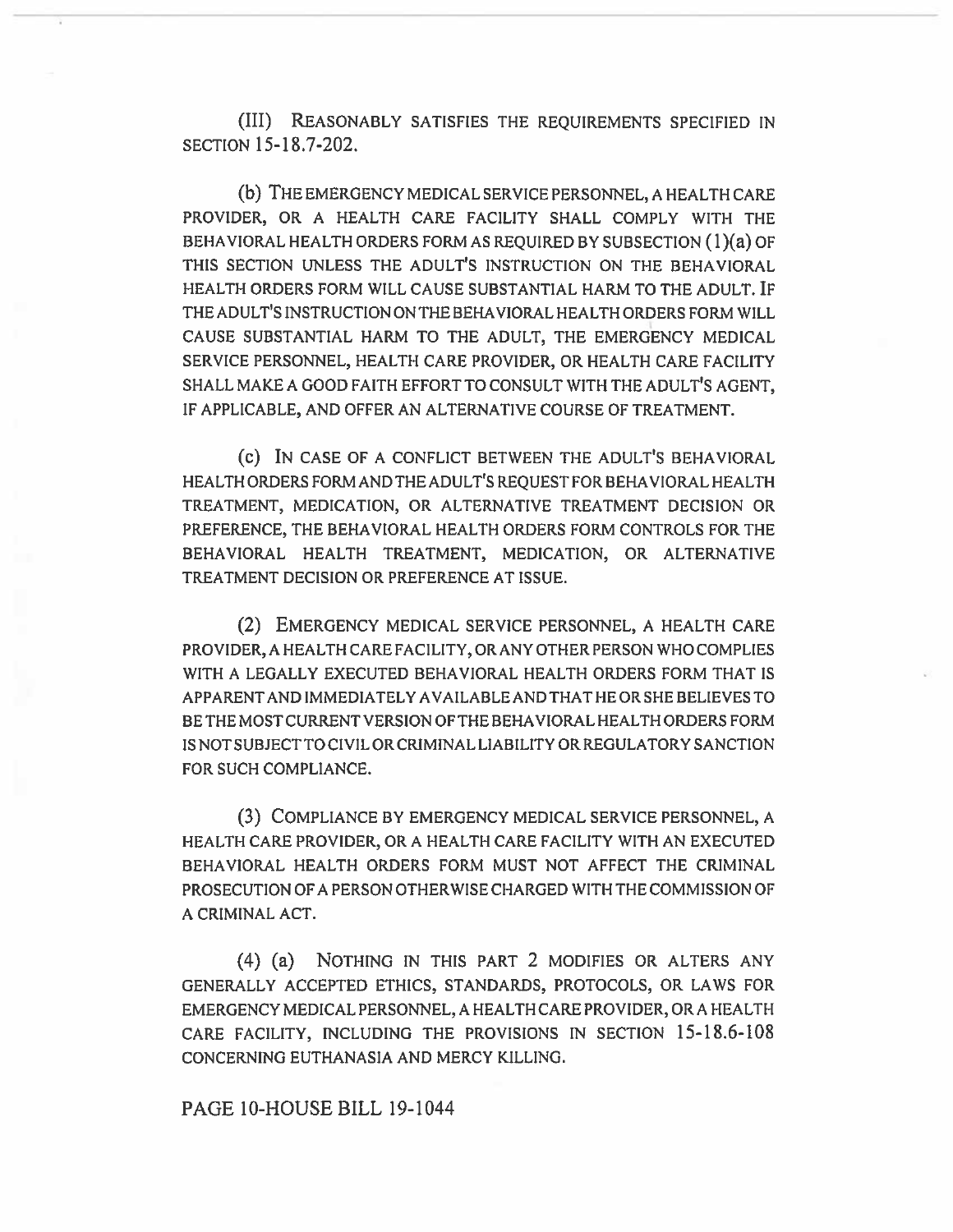(III) REASONABLY SATISFIES THE REQUIREMENTS SPECIFIED IN SECTION 15-18.7-202.

(b) THE EMERGENCY MEDICAL SERVICE PERSONNEL, A HEALTH CARE PROVIDER, OR A HEALTH CARE FACILITY SHALL COMPLY WITH THE BEHAVIORAL HEALTH ORDERS FORM AS REQUIRED BY SUBSECTION (1)(a) OF THIS SECTION UNLESS THE ADULT'S INSTRUCTION ON THE BEHAVIORAL HEALTH ORDERS FORM WILL CAUSE SUBSTANTIAL HARM TO THE ADULT. IF THE ADULT'S INSTRUCTION ON THE BEHAVIORAL HEALTH ORDERS FORM WILL CAUSE SUBSTANTIAL HARM TO THE ADULT, THE EMERGENCY MEDICAL SERVICE PERSONNEL, HEALTH CARE PROVIDER, OR HEALTH CARE FACILITY SHALL MAKE A GOOD FAITH EFFORT TO CONSULT WITH THE ADULT'S AGENT, IF APPLICABLE, AND OFFER AN ALTERNATIVE COURSE OF TREATMENT.

(c) IN CASE OF A CONFLICT BETWEEN THE ADULT'S BEHAVIORAL HEALTH ORDERS FORM AND THE ADULT'S REQUEST FOR BEHAVIORAL HEALTH TREATMENT, MEDICATION, OR ALTERNATIVE TREATMENT DECISION OR PREFERENCE, THE BEHAVIORAL HEALTH ORDERS FORM CONTROLS FOR THE BEHAVIORAL HEALTH TREATMENT, MEDICATION, OR ALTERNATIVE TREATMENT DECISION OR PREFERENCE AT ISSUE.

(2) EMERGENCY MEDICAL SERVICE PERSONNEL, A HEALTH CARE PROVIDER, A HEALTH CARE FACILITY, OR ANY OTHER PERSON WHO COMPLIES WITH A LEGALLY EXECUTED BEHAVIORAL HEALTH ORDERS FORM THAT IS APPARENT AND IMMEDIATELY AVAILABLE AND THAT HE OR SHE BELIEVES TO BE THE MOST CURRENT VERSION OF THE BEHAVIORAL HEALTH ORDERS FORM IS NOT SUBJECT TO CIVIL OR CRIMINAL LIABILITY OR REGULATORY SANCTION FOR SUCH COMPLIANCE.

(3) COMPLIANCE BY EMERGENCY MEDICAL SERVICE PERSONNEL, A HEALTH CARE PROVIDER, OR A HEALTH CARE FACILITY WITH AN EXECUTED BEHAVIORAL HEALTH ORDERS FORM MUST NOT AFFECT THE CRIMINAL PROSECUTION OF A PERSON OTHERWISE CHARGED WITH THE COMMISSION OF A CRIMINAL ACT.

(4) (a) NOTHING IN THIS PART 2 MODIFIES OR ALTERS ANY GENERALLY ACCEPTED ETHICS, STANDARDS, PROTOCOLS, OR LAWS FOR EMERGENCY MEDICAL PERSONNEL, A HEALTH CARE PROVIDER, OR A HEALTH CARE FACILITY, INCLUDING THE PROVISIONS IN SECTION 15-18.6-108 CONCERNING EUTHANASIA AND MERCY KILLING.

PAGE 10-HOUSE BILL 19-1044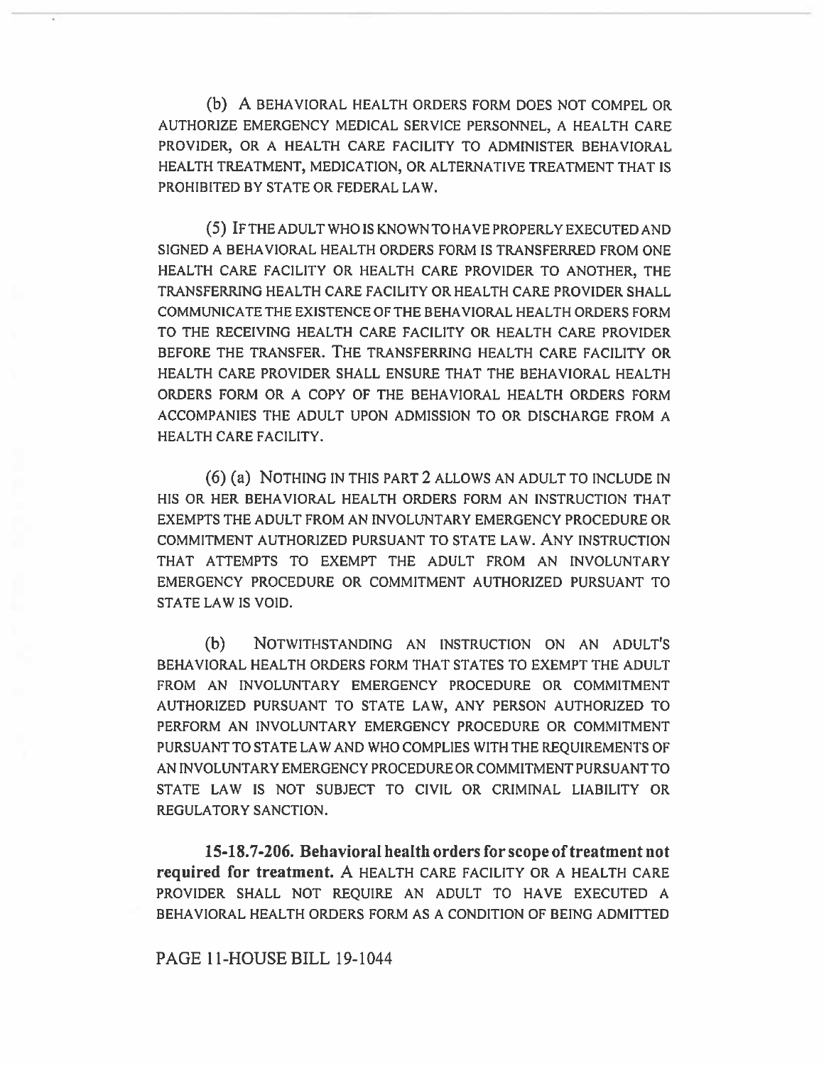(b) A BEHAVIORAL HEALTH ORDERS FORM DOES NOT COMPEL OR AUTHORIZE EMERGENCY MEDICAL SERVICE PERSONNEL, A HEALTH CARE PROVIDER, OR A HEALTH CARE FACILITY TO ADMINISTER BEHAVIORAL HEALTH TREATMENT, MEDICATION, OR ALTERNATIVE TREATMENT THAT IS PROHIBITED BY STATE OR FEDERAL LAW.

(5) IF THE ADULT WHO IS KNOWN TO HAVE PROPERLY EXECUTED AND SIGNED A BEHAVIORAL HEALTH ORDERS FORM IS TRANSFERRED FROM ONE HEALTH CARE FACILITY OR HEALTH CARE PROVIDER TO ANOTHER, THE TRANSFERRING HEALTH CARE FACILITY OR HEALTH CARE PROVIDER SHALL COMMUNICATE THE EXISTENCE OF THE BEHAVIORAL HEALTH ORDERS FORM TO THE RECEIVING HEALTH CARE FACILITY OR HEALTH CARE PROVIDER BEFORE THE TRANSFER. THE TRANSFERRING HEALTH CARE FACILITY OR HEALTH CARE PROVIDER SHALL ENSURE THAT THE BEHAVIORAL HEALTH ORDERS FORM OR A COPY OF THE BEHAVIORAL HEALTH ORDERS FORM ACCOMPANIES THE ADULT UPON ADMISSION TO OR DISCHARGE FROM A HEALTH CARE FACILITY.

(6) (a) NOTHING IN THIS PART 2 ALLOWS AN ADULT TO INCLUDE IN HIS OR HER BEHAVIORAL HEALTH ORDERS FORM AN INSTRUCTION THAT EXEMPTS THE ADULT FROM AN INVOLUNTARY EMERGENCY PROCEDURE OR COMMITMENT AUTHORIZED PURSUANT TO STATE LAW. ANY INSTRUCTION THAT ATTEMPTS TO EXEMPT THE ADULT FROM AN INVOLUNTARY EMERGENCY PROCEDURE OR COMMITMENT AUTHORIZED PURSUANT TO STATE LAW IS VOID.

(b) NOTWITHSTANDING AN INSTRUCTION ON AN ADULT'S BEHAVIORAL HEALTH ORDERS FORM THAT STATES TO EXEMPT THE ADULT FROM AN INVOLUNTARY EMERGENCY PROCEDURE OR COMMITMENT AUTHORIZED PURSUANT TO STATE LAW, ANY PERSON AUTHORIZED TO PERFORM AN INVOLUNTARY EMERGENCY PROCEDURE OR COMMITMENT PURSUANT TO STATE LAW AND WHO COMPLIES WITH THE REQUIREMENTS OF AN INVOLUNTARY EMERGENCY PROCEDURE OR COMMITMENT PURSUANT TO STATE LAW IS NOT SUBJECT TO CIVIL OR CRIMINAL LIABILITY OR REGULATORY SANCTION.

**15-18.7-206. Behavioral health orders for scope of treatment not required for treatment.** A HEALTH CARE FACILITY OR A HEALTH CARE PROVIDER SHALL NOT REQUIRE AN ADULT TO HAVE EXECUTED A BEHAVIORAL HEALTH ORDERS FORM AS A CONDITION OF BEING ADMITTED

PAGE 11-HOUSE BILL 19-1044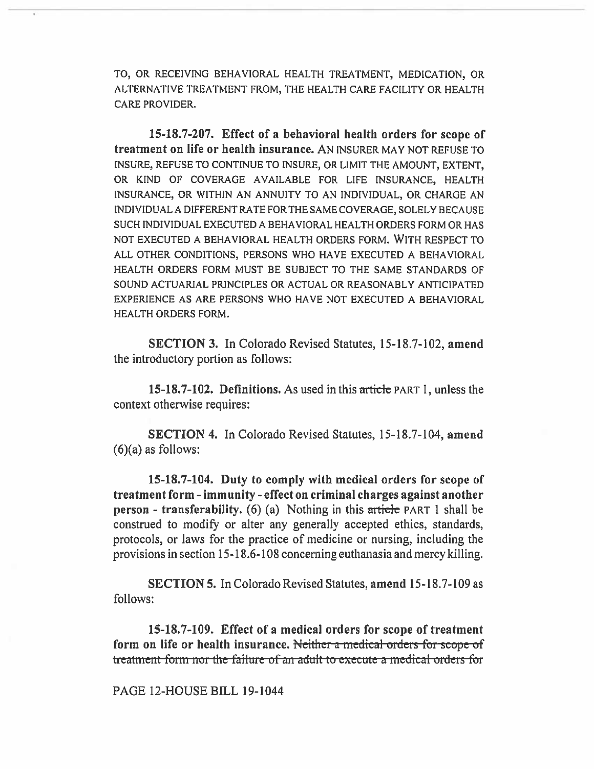TO, OR RECEIVING BEHAVIORAL HEALTH TREATMENT, MEDICATION, OR ALTERNATIVE TREATMENT FROM, THE HEALTH CARE FACILITY OR HEALTH CARE PROVIDER.

**15-18.7-207. Effect of a behavioral health orders for scope of treatment on life or health insurance.** AN INSURER MAY NOT REFUSE TO INSURE, REFUSE TO CONTINUE TO INSURE, OR LIMIT THE AMOUNT, EXTENT, OR KIND OF COVERAGE AVAILABLE FOR LIFE INSURANCE, HEALTH INSURANCE, OR WITHIN AN ANNUITY TO AN INDIVIDUAL, OR CHARGE AN INDIVIDUAL A DIFFERENT RATE FOR THE SAME COVERAGE, SOLELY BECAUSE SUCH INDIVIDUAL EXECUTED A BEHAVIORAL HEALTH ORDERS FORM OR HAS NOT EXECUTED A BEHAVIORAL HEALTH ORDERS FORM. WITH RESPECT TO ALL OTHER CONDITIONS, PERSONS WHO HAVE EXECUTED A BEHAVIORAL HEALTH ORDERS FORM MUST BE SUBJECT TO THE SAME STANDARDS OF SOUND ACTUARIAL PRINCIPLES OR ACTUAL OR REASONABLY ANTICIPATED EXPERIENCE AS ARE PERSONS WHO HAVE NOT EXECUTED A BEHAVIORAL HEALTH ORDERS FORM.

**SECTION 3.** In Colorado Revised Statutes, 15-18.7-102, **amend** the introductory portion as follows:

**15-18.7-102. Definitions.** As used in this ~~article~~ PART 1, unless the context otherwise requires:

**SECTION 4.** In Colorado Revised Statutes, 15-18.7-104, **amend** (6)(a) as follows:

**15-18.7-104. Duty to comply with medical orders for scope of treatment form - immunity - effect on criminal charges against another person - transferability.** (6) (a) Nothing in this ~~article~~ PART 1 shall be construed to modify or alter any generally accepted ethics, standards, protocols, or laws for the practice of medicine or nursing, including the provisions in section 15-18.6-108 concerning euthanasia and mercy killing.

**SECTION 5.** In Colorado Revised Statutes, **amend** 15-18.7-109 as follows:

**15-18.7-109. Effect of a medical orders for scope of treatment form on life or health insurance.** ~~Neither a medical orders for scope of treatment form nor the failure of an adult to execute a medical orders for~~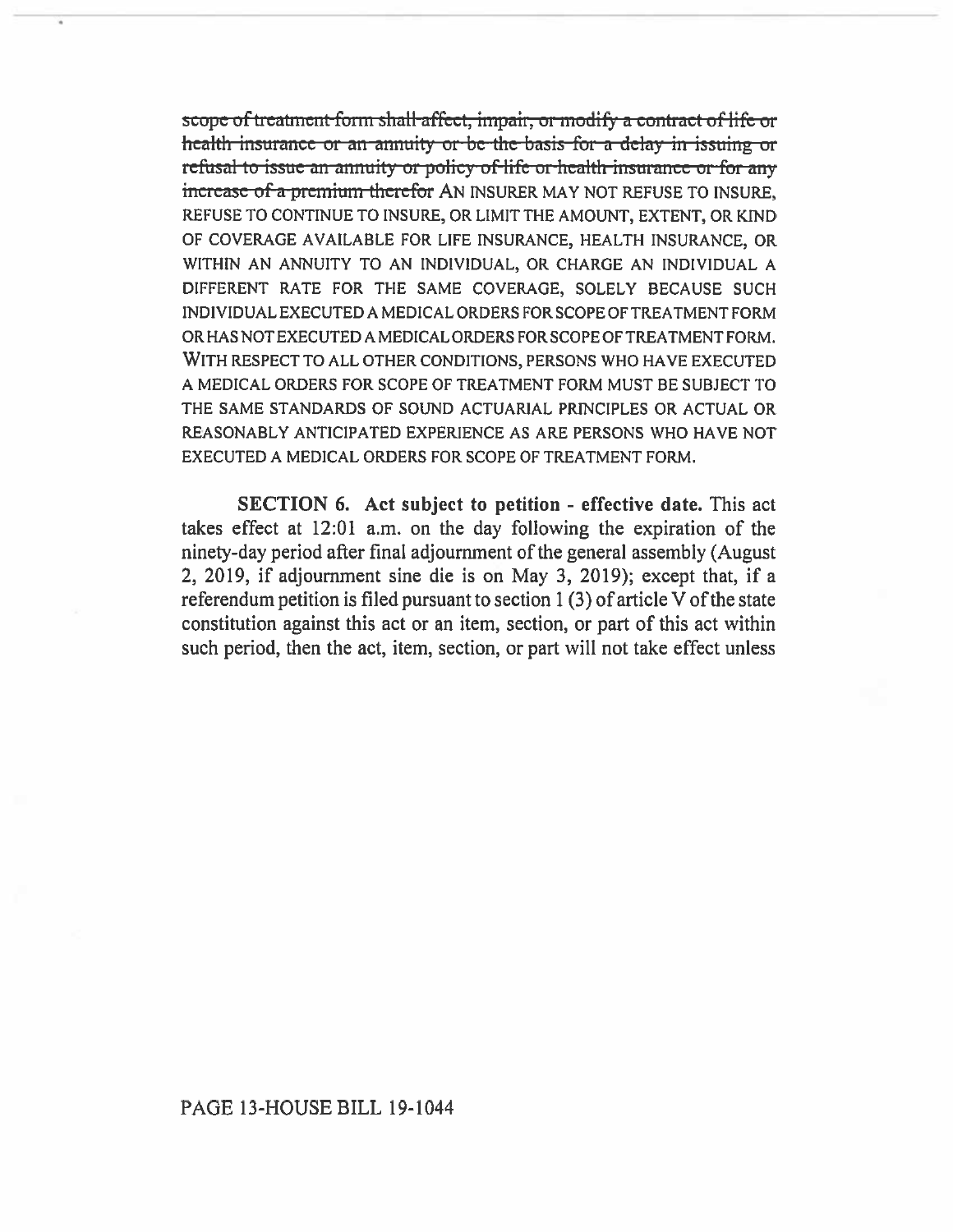~~scope of treatment form shall affect, impair, or modify a contract of life or health insurance or an annuity or be the basis for a delay in issuing or refusal to issue an annuity or policy of life or health insurance or for any increase of a premium therefor~~ AN INSURER MAY NOT REFUSE TO INSURE, REFUSE TO CONTINUE TO INSURE, OR LIMIT THE AMOUNT, EXTENT, OR KIND OF COVERAGE AVAILABLE FOR LIFE INSURANCE, HEALTH INSURANCE, OR WITHIN AN ANNUITY TO AN INDIVIDUAL, OR CHARGE AN INDIVIDUAL A DIFFERENT RATE FOR THE SAME COVERAGE, SOLELY BECAUSE SUCH INDIVIDUAL EXECUTED A MEDICAL ORDERS FOR SCOPE OF TREATMENT FORM OR HAS NOT EXECUTED A MEDICAL ORDERS FOR SCOPE OF TREATMENT FORM. WITH RESPECT TO ALL OTHER CONDITIONS, PERSONS WHO HAVE EXECUTED A MEDICAL ORDERS FOR SCOPE OF TREATMENT FORM MUST BE SUBJECT TO THE SAME STANDARDS OF SOUND ACTUARIAL PRINCIPLES OR ACTUAL OR REASONABLY ANTICIPATED EXPERIENCE AS ARE PERSONS WHO HAVE NOT EXECUTED A MEDICAL ORDERS FOR SCOPE OF TREATMENT FORM.

**SECTION 6. Act subject to petition - effective date.** This act takes effect at 12:01 a.m. on the day following the expiration of the ninety-day period after final adjournment of the general assembly (August 2, 2019, if adjournment sine die is on May 3, 2019); except that, if a referendum petition is filed pursuant to section 1 (3) of article V of the state constitution against this act or an item, section, or part of this act within such period, then the act, item, section, or part will not take effect unless

PAGE 13-HOUSE BILL 19-1044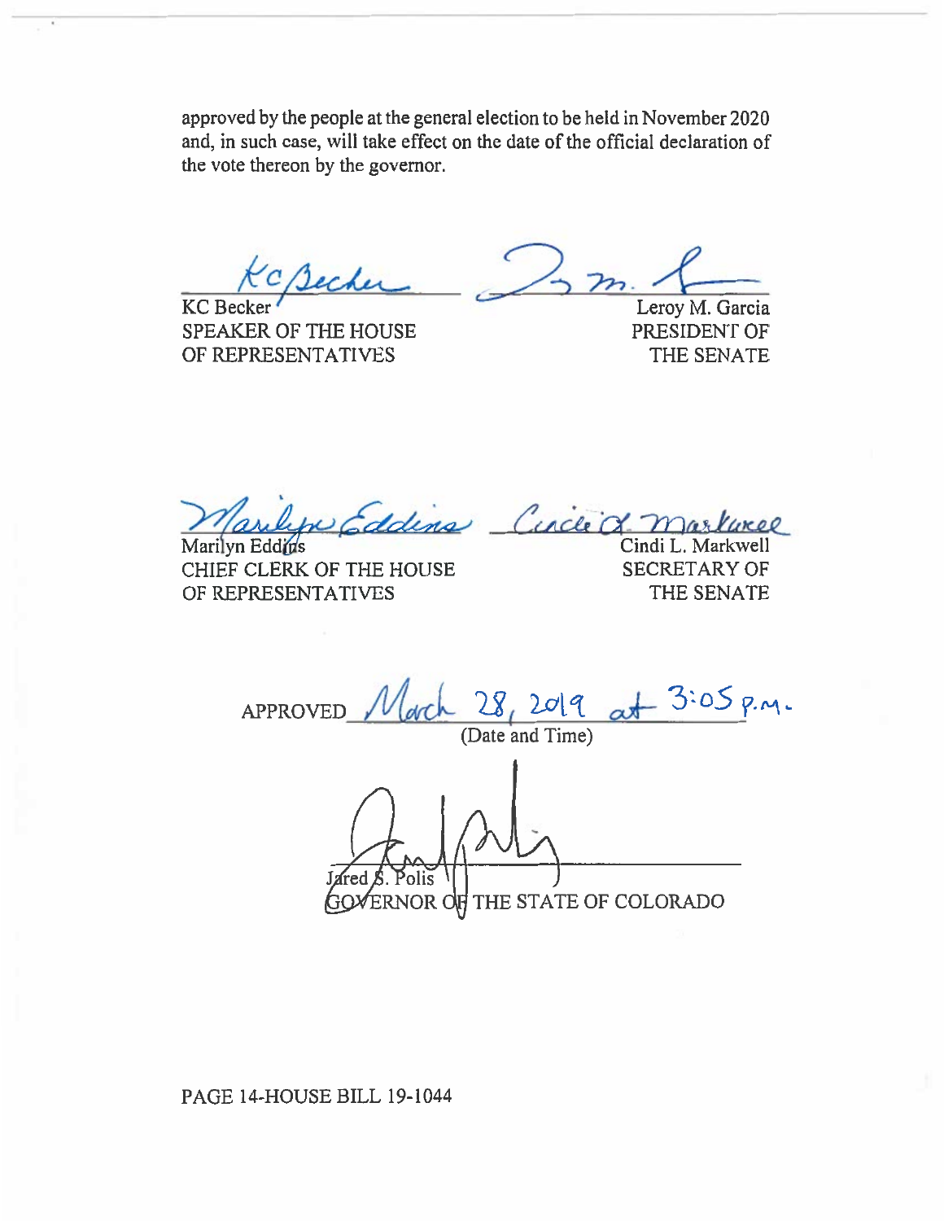approved by the people at the general election to be held in November 2020 and, in such case, will take effect on the date of the official declaration of the vote thereon by the governor.

KC Becker
SPEAKER OF THE HOUSE
OF REPRESENTATIVES

Leroy M. Garcia
PRESIDENT OF
THE SENATE

Marilyn Eddins
CHIEF CLERK OF THE HOUSE
OF REPRESENTATIVES

Cindi L. Markwell
SECRETARY OF
THE SENATE

APPROVED March 28, 2019 at 3:05 p.m.
(Date and Time)

Jared S. Polis
GOVERNOR OF THE STATE OF COLORADO

PAGE 14-HOUSE BILL 19-1044